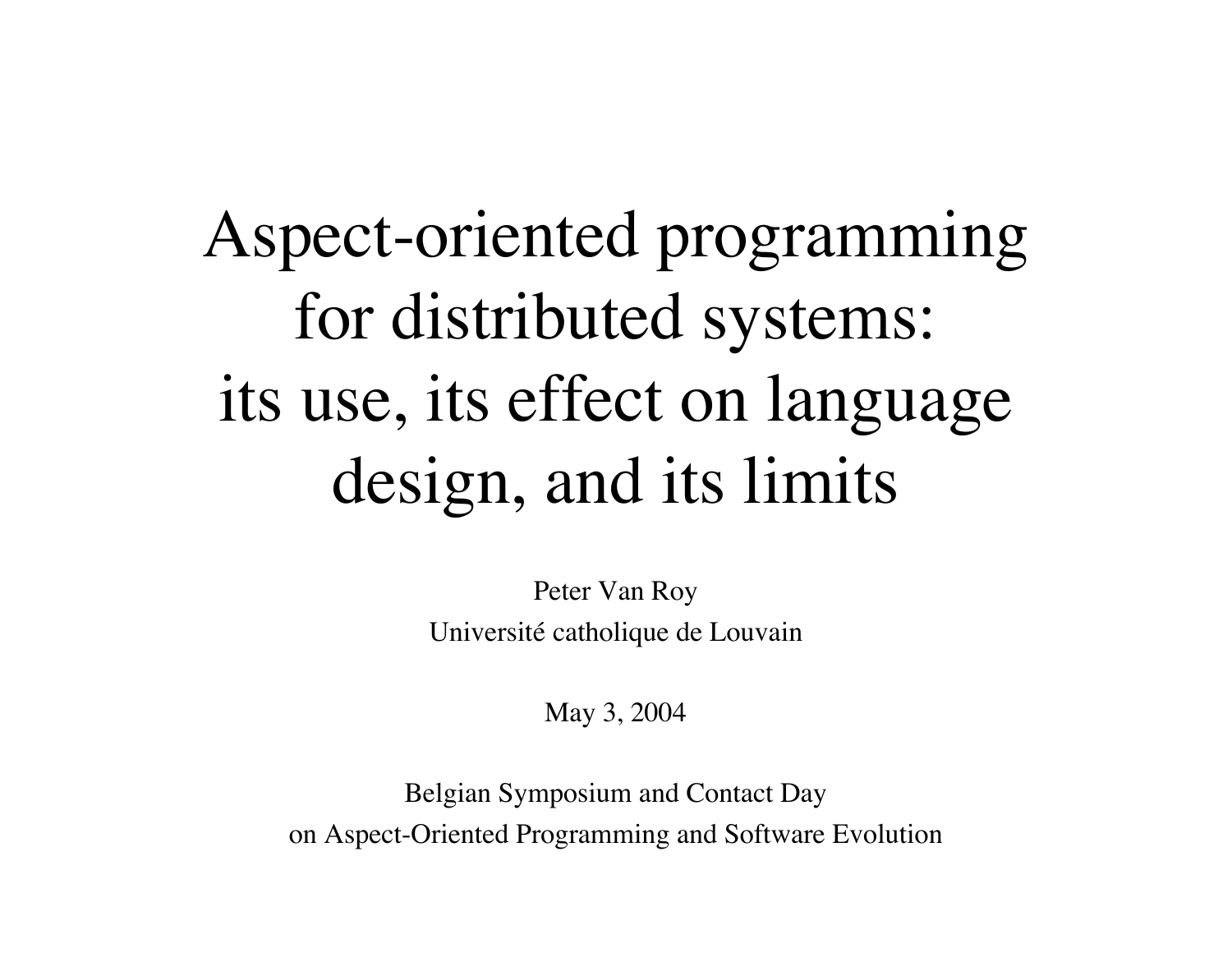# Aspect-oriented programming for distributed systems: its use, its effect on language design, and its limits

Peter Van Roy

Université catholique de Louvain

May 3, 2004

Belgian Symposium and Contact Day

on Aspect-Oriented Programming and Software Evolution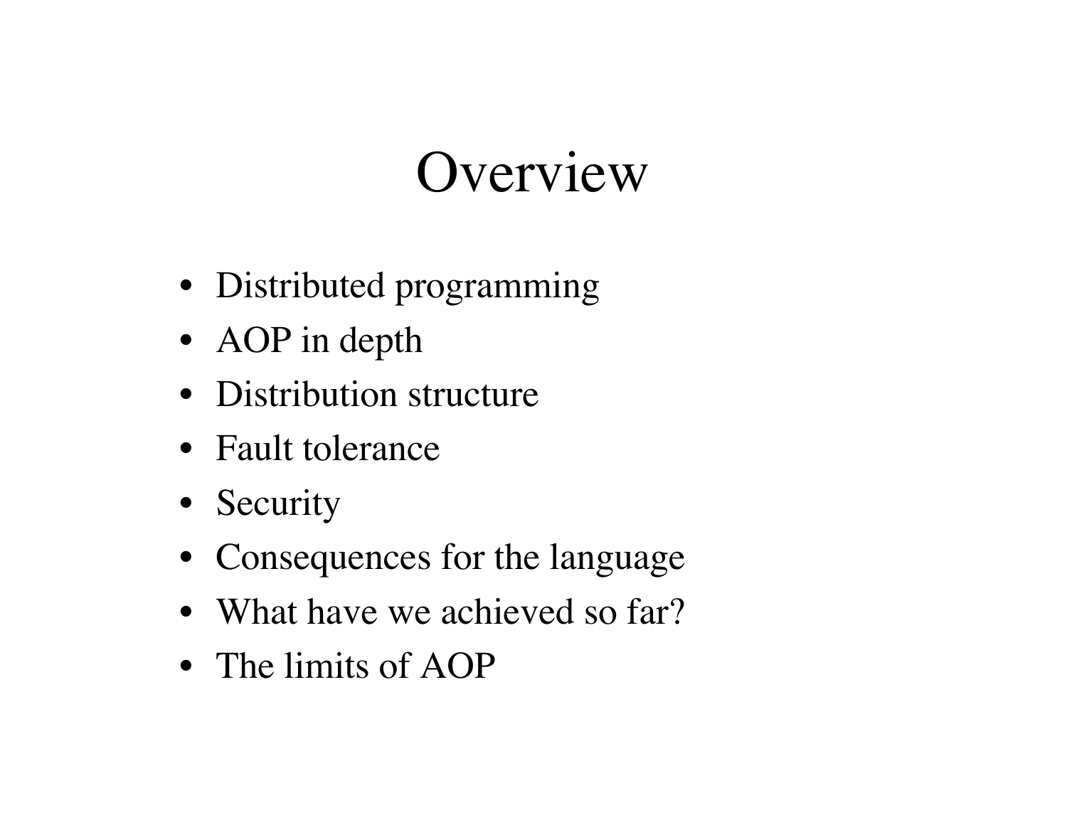# Overview

- Distributed programming
- AOP in depth
- Distribution structure
- Fault tolerance
- Security
- Consequences for the language
- What have we achieved so far?
- The limits of AOP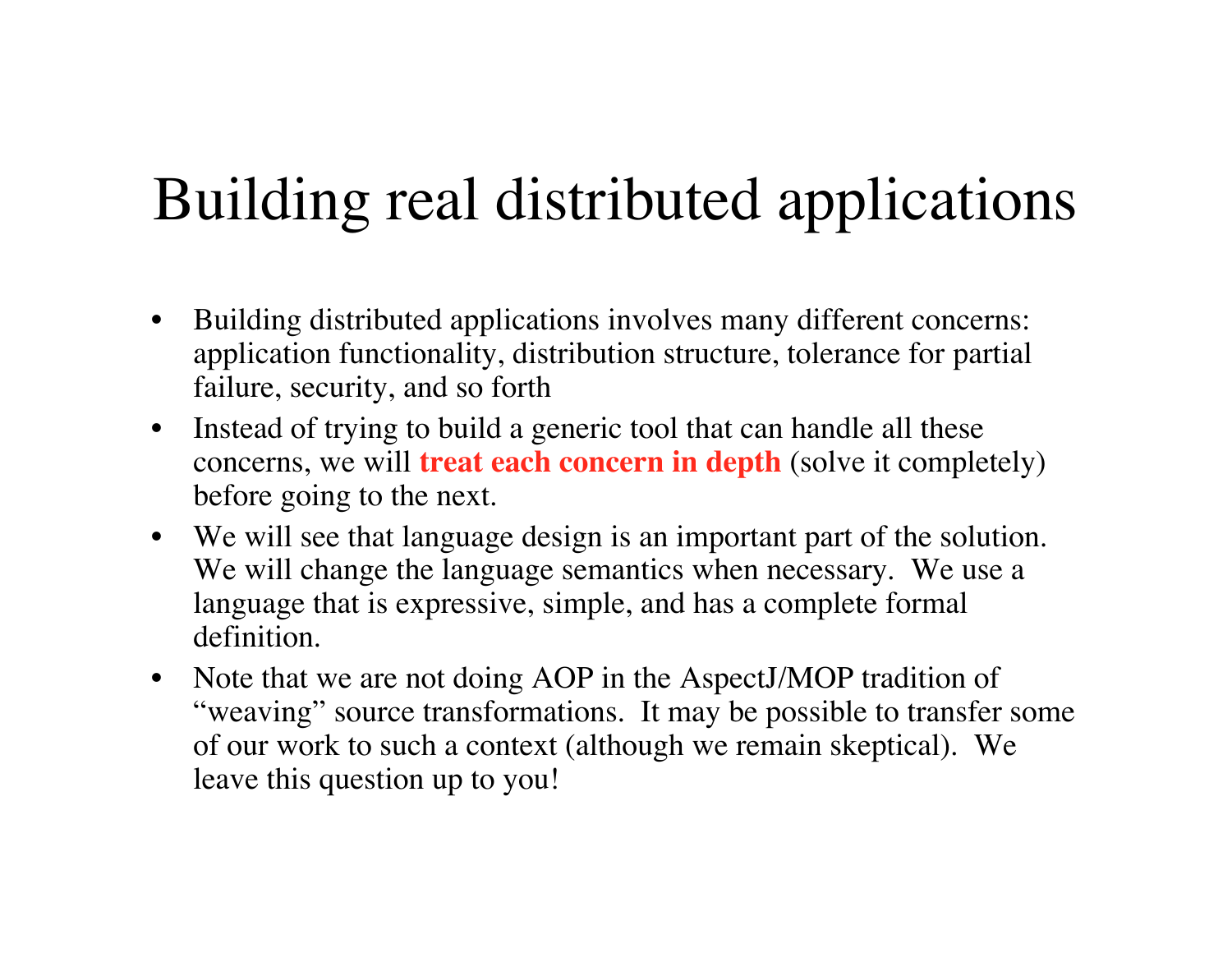# Building real distributed applications

- Building distributed applications involves many different concerns: application functionality, distribution structure, tolerance for partial failure, security, and so forth
- Instead of trying to build a generic tool that can handle all these concerns, we will **treat each concern in depth** (solve it completely) before going to the next.
- We will see that language design is an important part of the solution. We will change the language semantics when necessary. We use a language that is expressive, simple, and has a complete formal definition.
- Note that we are not doing AOP in the AspectJ/MOP tradition of "weaving" source transformations. It may be possible to transfer some of our work to such a context (although we remain skeptical). We leave this question up to you!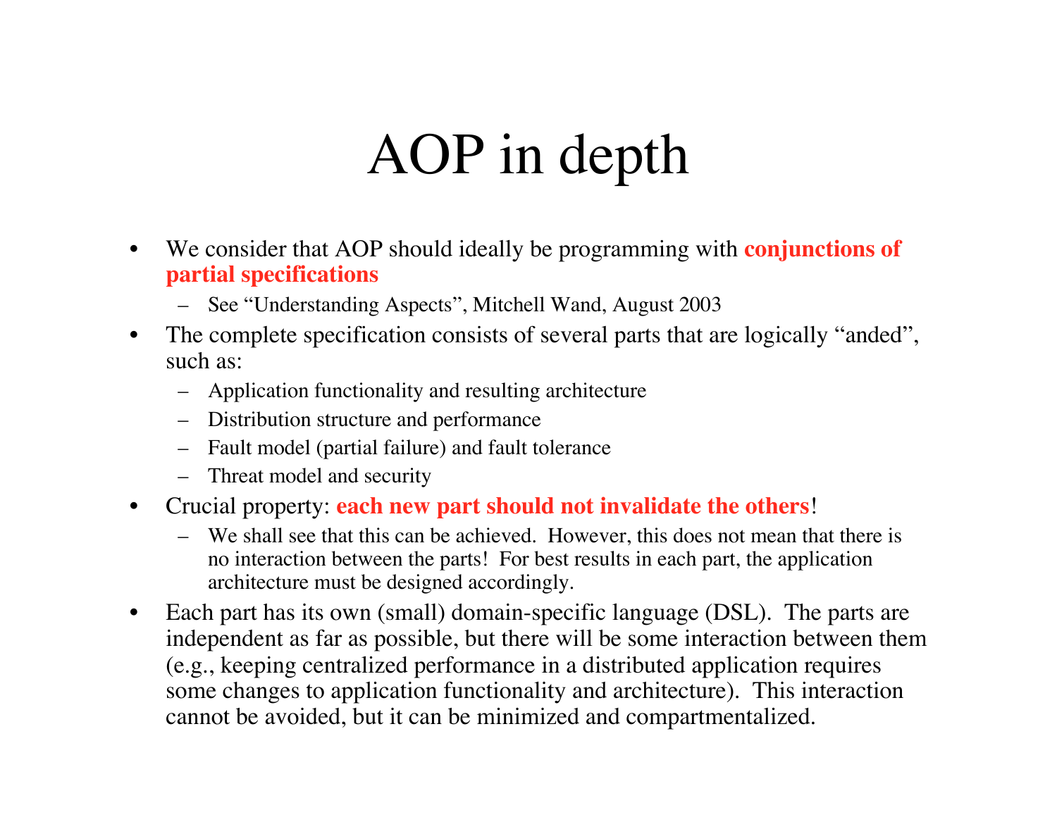# AOP in depth

- We consider that AOP should ideally be programming with **conjunctions of partial specifications**
  - See “Understanding Aspects”, Mitchell Wand, August 2003
- The complete specification consists of several parts that are logically “anded”, such as:
  - Application functionality and resulting architecture
  - Distribution structure and performance
  - Fault model (partial failure) and fault tolerance
  - Threat model and security
- Crucial property: **each new part should not invalidate the others**!
  - We shall see that this can be achieved. However, this does not mean that there is no interaction between the parts! For best results in each part, the application architecture must be designed accordingly.
- Each part has its own (small) domain-specific language (DSL). The parts are independent as far as possible, but there will be some interaction between them (e.g., keeping centralized performance in a distributed application requires some changes to application functionality and architecture). This interaction cannot be avoided, but it can be minimized and compartmentalized.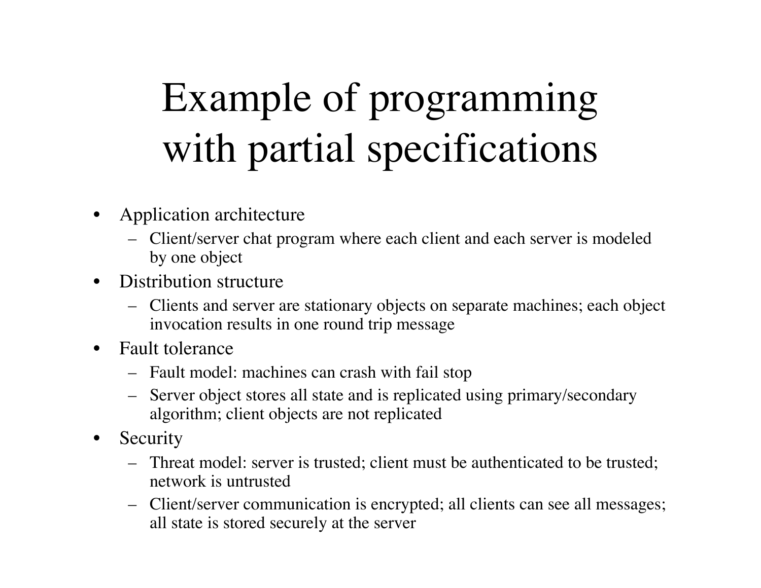# Example of programming with partial specifications

- Application architecture
  - Client/server chat program where each client and each server is modeled by one object
- Distribution structure
  - Clients and server are stationary objects on separate machines; each object invocation results in one round trip message
- Fault tolerance
  - Fault model: machines can crash with fail stop
  - Server object stores all state and is replicated using primary/secondary algorithm; client objects are not replicated
- Security
  - Threat model: server is trusted; client must be authenticated to be trusted; network is untrusted
  - Client/server communication is encrypted; all clients can see all messages; all state is stored securely at the server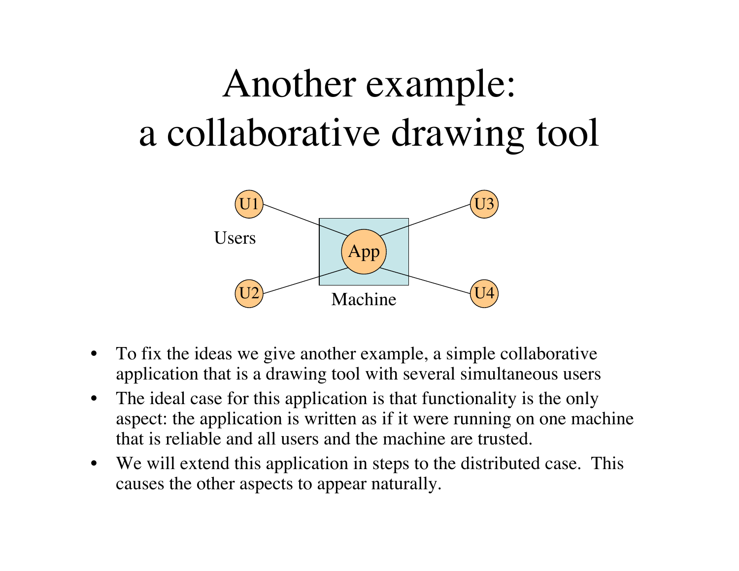# Another example: a collaborative drawing tool

- To fix the ideas we give another example, a simple collaborative application that is a drawing tool with several simultaneous users
- The ideal case for this application is that functionality is the only aspect: the application is written as if it were running on one machine that is reliable and all users and the machine are trusted.
- We will extend this application in steps to the distributed case. This causes the other aspects to appear naturally.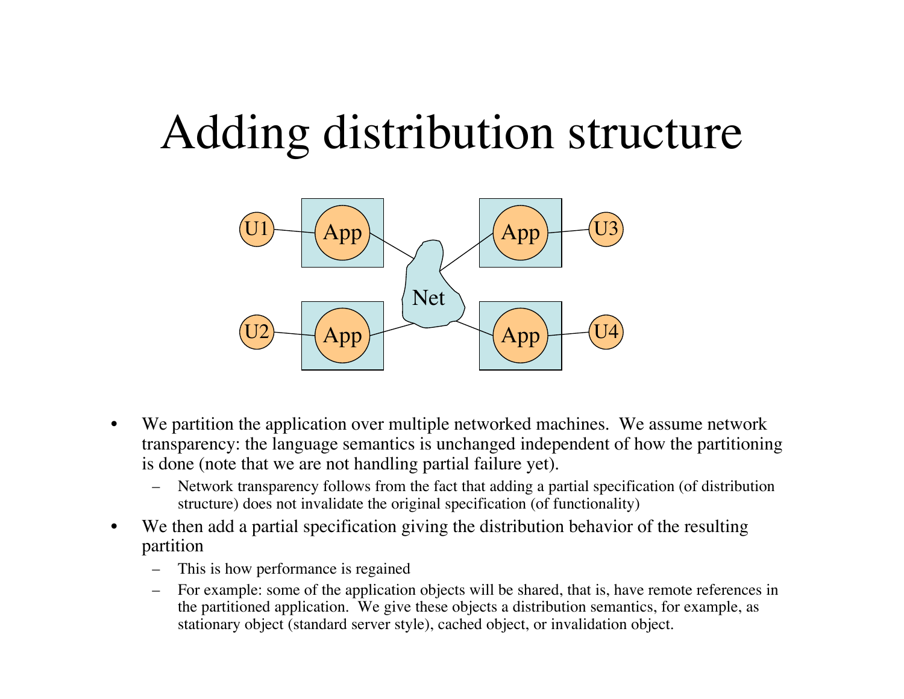# Adding distribution structure

- We partition the application over multiple networked machines. We assume network transparency: the language semantics is unchanged independent of how the partitioning is done (note that we are not handling partial failure yet).
  - Network transparency follows from the fact that adding a partial specification (of distribution structure) does not invalidate the original specification (of functionality)
- We then add a partial specification giving the distribution behavior of the resulting partition
  - This is how performance is regained
  - For example: some of the application objects will be shared, that is, have remote references in the partitioned application. We give these objects a distribution semantics, for example, as stationary object (standard server style), cached object, or invalidation object.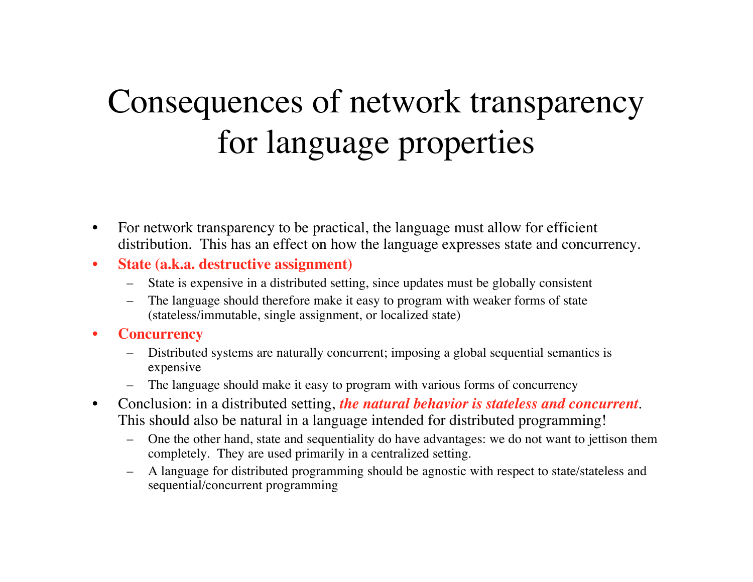# Consequences of network transparency for language properties

- For network transparency to be practical, the language must allow for efficient distribution. This has an effect on how the language expresses state and concurrency.
- **State (a.k.a. destructive assignment)**
  - State is expensive in a distributed setting, since updates must be globally consistent
  - The language should therefore make it easy to program with weaker forms of state (stateless/immutable, single assignment, or localized state)
- **Concurrency**
  - Distributed systems are naturally concurrent; imposing a global sequential semantics is expensive
  - The language should make it easy to program with various forms of concurrency
- Conclusion: in a distributed setting, ***the natural behavior is stateless and concurrent***. This should also be natural in a language intended for distributed programming!
  - One the other hand, state and sequentiality do have advantages: we do not want to jettison them completely. They are used primarily in a centralized setting.
  - A language for distributed programming should be agnostic with respect to state/stateless and sequential/concurrent programming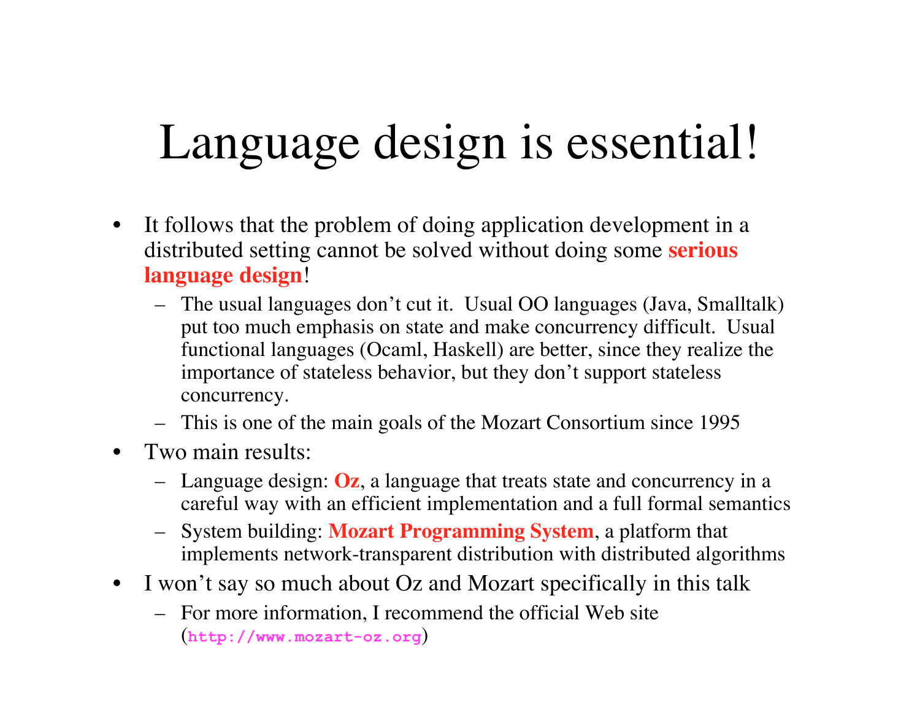# Language design is essential!

- It follows that the problem of doing application development in a distributed setting cannot be solved without doing some **serious language design**!
  - The usual languages don't cut it. Usual OO languages (Java, Smalltalk) put too much emphasis on state and make concurrency difficult. Usual functional languages (Ocaml, Haskell) are better, since they realize the importance of stateless behavior, but they don't support stateless concurrency.
  - This is one of the main goals of the Mozart Consortium since 1995
- Two main results:
  - Language design: **Oz**, a language that treats state and concurrency in a careful way with an efficient implementation and a full formal semantics
  - System building: **Mozart Programming System**, a platform that implements network-transparent distribution with distributed algorithms
- I won't say so much about Oz and Mozart specifically in this talk
  - For more information, I recommend the official Web site (`http://www.mozart-oz.org`)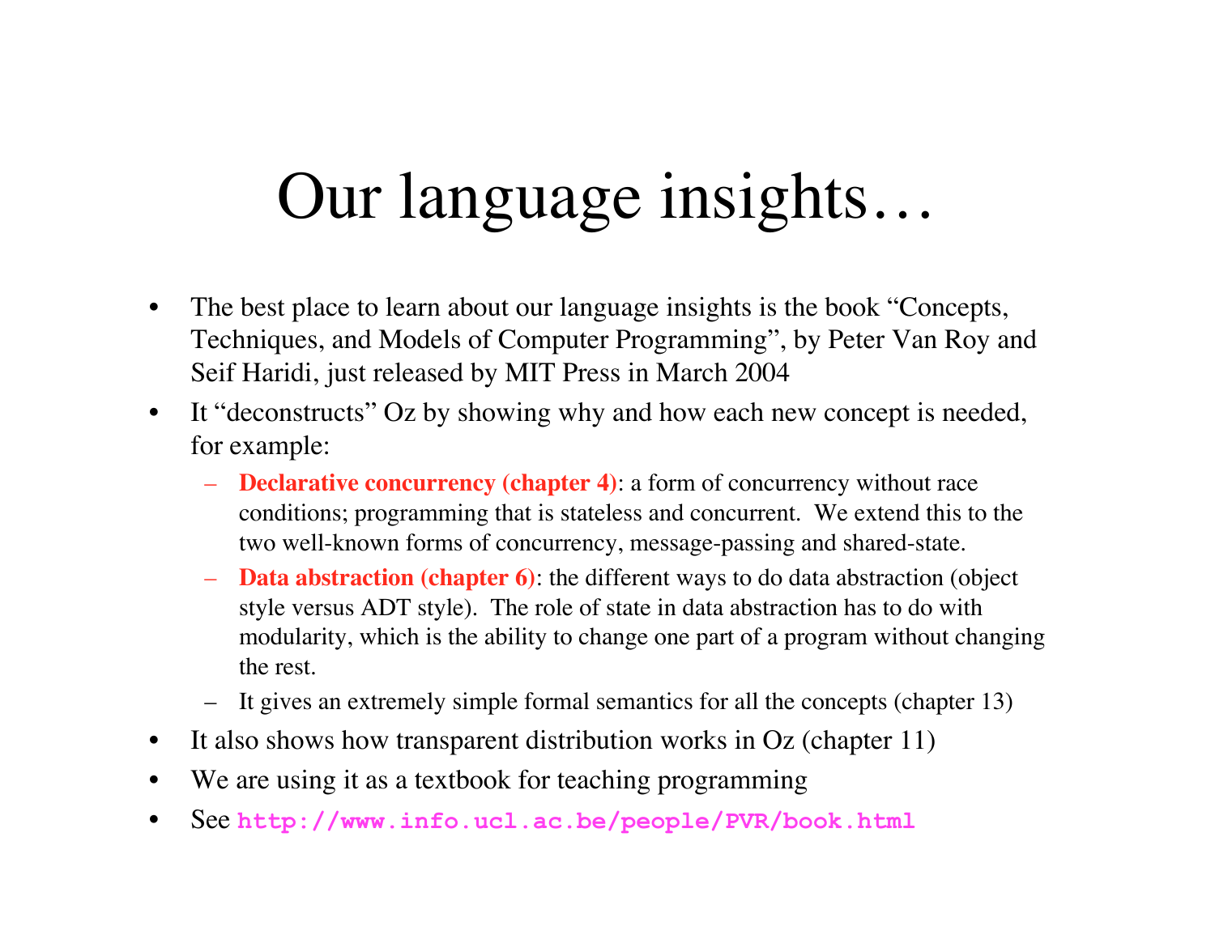# Our language insights…

- The best place to learn about our language insights is the book "Concepts, Techniques, and Models of Computer Programming", by Peter Van Roy and Seif Haridi, just released by MIT Press in March 2004
- It "deconstructs" Oz by showing why and how each new concept is needed, for example:
  - **Declarative concurrency (chapter 4)**: a form of concurrency without race conditions; programming that is stateless and concurrent. We extend this to the two well-known forms of concurrency, message-passing and shared-state.
  - **Data abstraction (chapter 6)**: the different ways to do data abstraction (object style versus ADT style). The role of state in data abstraction has to do with modularity, which is the ability to change one part of a program without changing the rest.
  - It gives an extremely simple formal semantics for all the concepts (chapter 13)
- It also shows how transparent distribution works in Oz (chapter 11)
- We are using it as a textbook for teaching programming
- See **`http://www.info.ucl.ac.be/people/PVR/book.html`**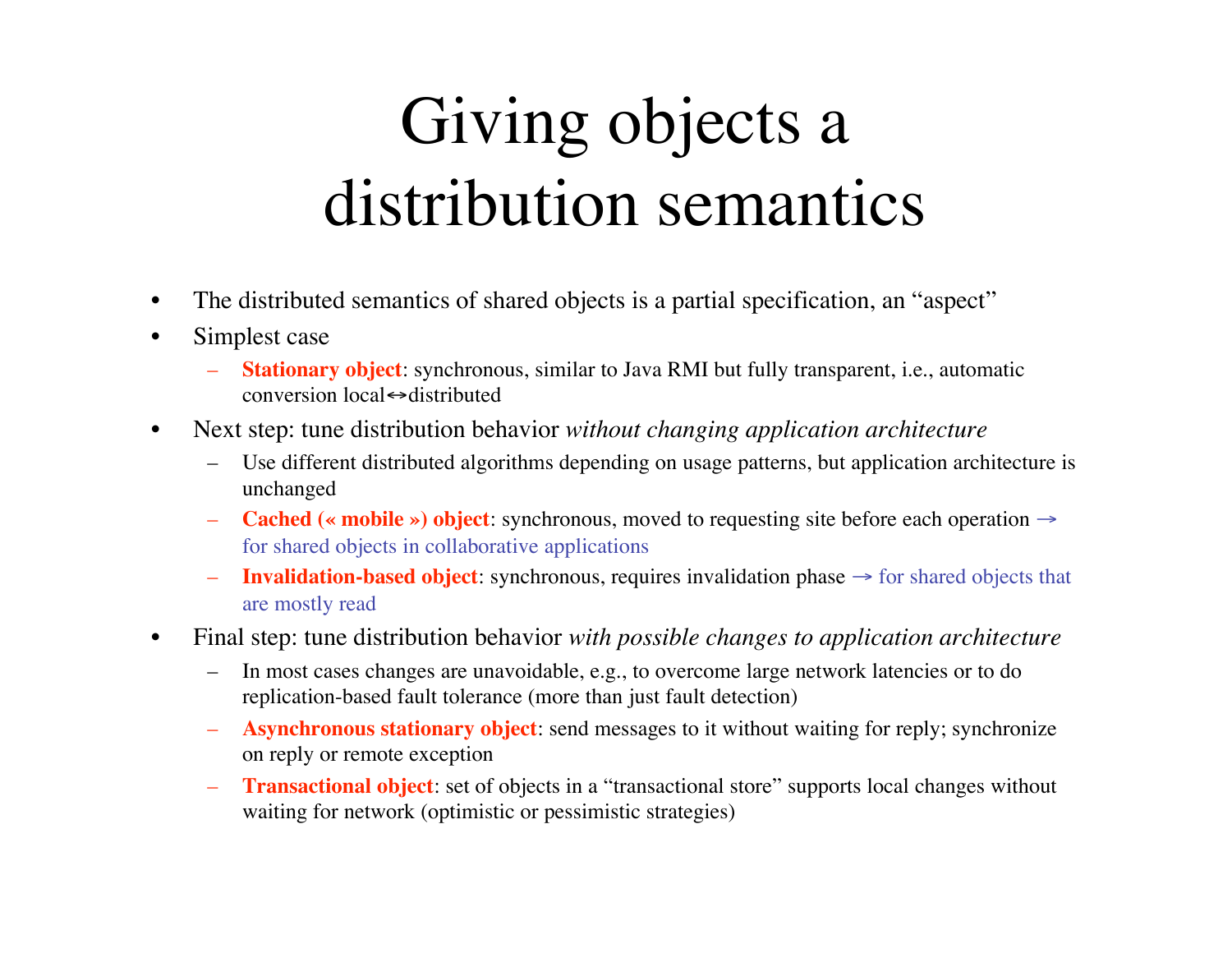# Giving objects a distribution semantics

- The distributed semantics of shared objects is a partial specification, an "aspect"
- Simplest case
  - **Stationary object**: synchronous, similar to Java RMI but fully transparent, i.e., automatic conversion local↔distributed
- Next step: tune distribution behavior *without changing application architecture*
  - Use different distributed algorithms depending on usage patterns, but application architecture is unchanged
  - **Cached (« mobile ») object**: synchronous, moved to requesting site before each operation → for shared objects in collaborative applications
  - **Invalidation-based object**: synchronous, requires invalidation phase → for shared objects that are mostly read
- Final step: tune distribution behavior *with possible changes to application architecture*
  - In most cases changes are unavoidable, e.g., to overcome large network latencies or to do replication-based fault tolerance (more than just fault detection)
  - **Asynchronous stationary object**: send messages to it without waiting for reply; synchronize on reply or remote exception
  - **Transactional object**: set of objects in a "transactional store" supports local changes without waiting for network (optimistic or pessimistic strategies)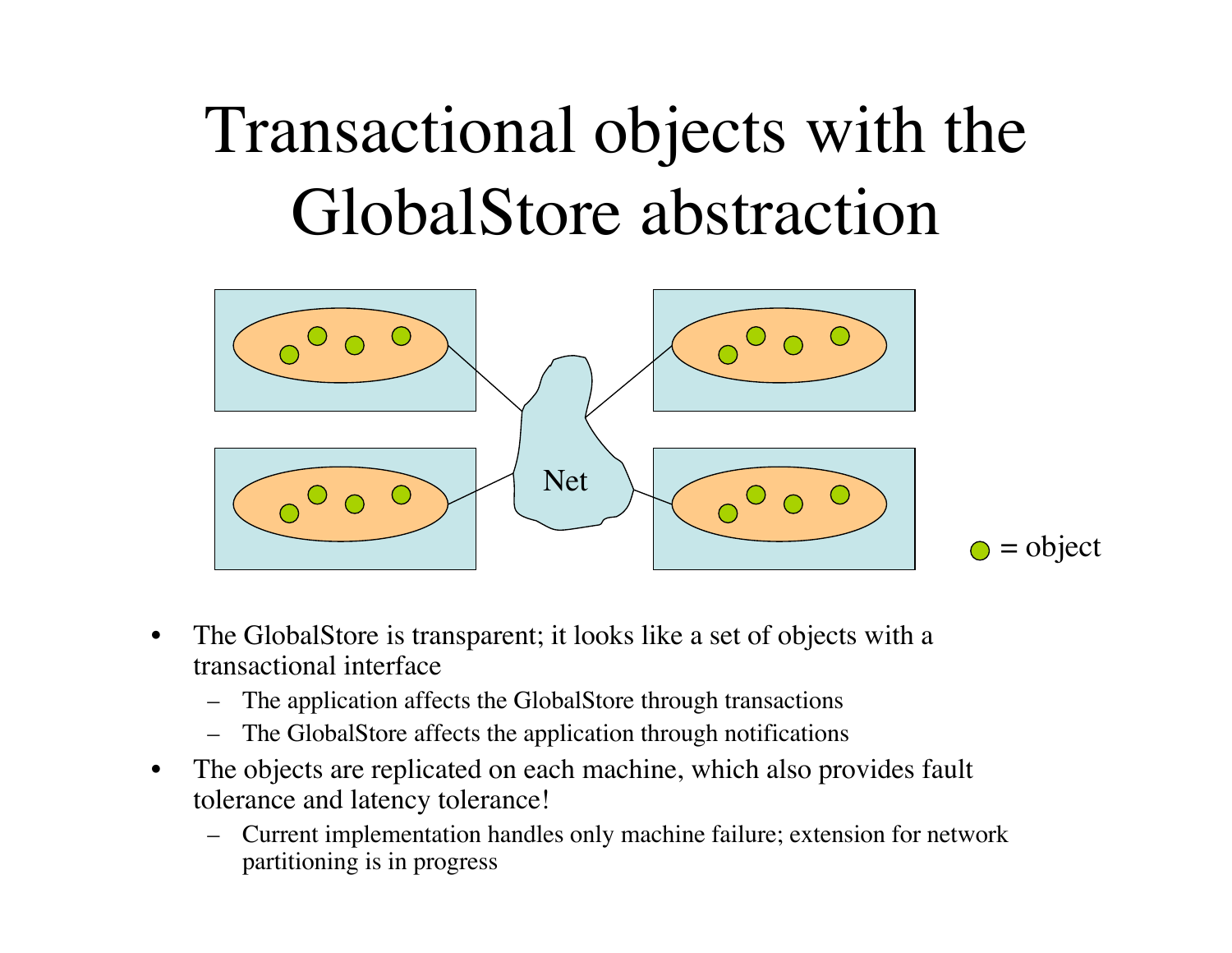# Transactional objects with the GlobalStore abstraction

Net

= object

- The GlobalStore is transparent; it looks like a set of objects with a transactional interface
  - The application affects the GlobalStore through transactions
  - The GlobalStore affects the application through notifications
- The objects are replicated on each machine, which also provides fault tolerance and latency tolerance!
  - Current implementation handles only machine failure; extension for network partitioning is in progress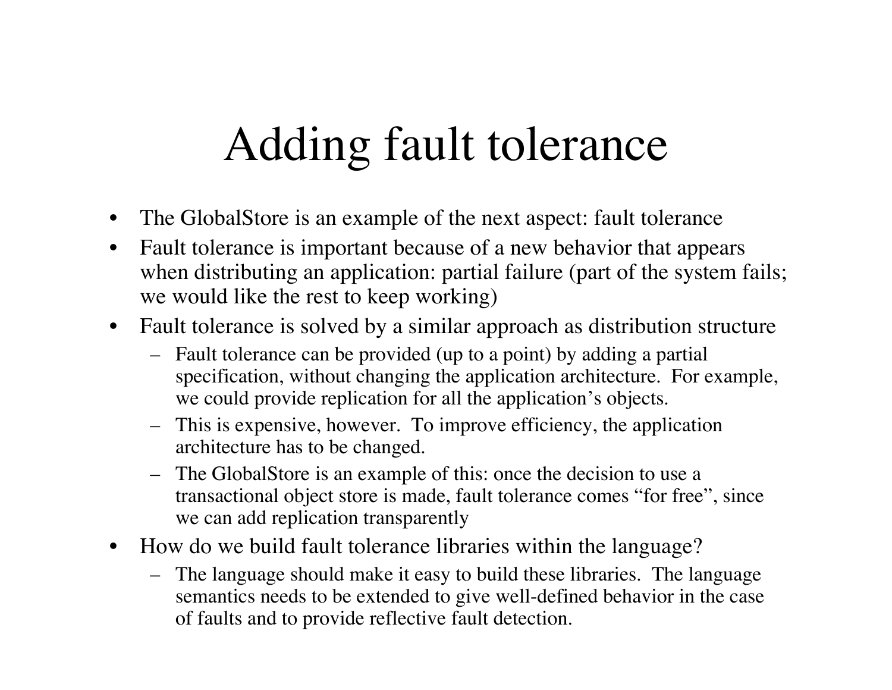# Adding fault tolerance

- The GlobalStore is an example of the next aspect: fault tolerance
- Fault tolerance is important because of a new behavior that appears when distributing an application: partial failure (part of the system fails; we would like the rest to keep working)
- Fault tolerance is solved by a similar approach as distribution structure
  - Fault tolerance can be provided (up to a point) by adding a partial specification, without changing the application architecture. For example, we could provide replication for all the application's objects.
  - This is expensive, however. To improve efficiency, the application architecture has to be changed.
  - The GlobalStore is an example of this: once the decision to use a transactional object store is made, fault tolerance comes "for free", since we can add replication transparently
- How do we build fault tolerance libraries within the language?
  - The language should make it easy to build these libraries. The language semantics needs to be extended to give well-defined behavior in the case of faults and to provide reflective fault detection.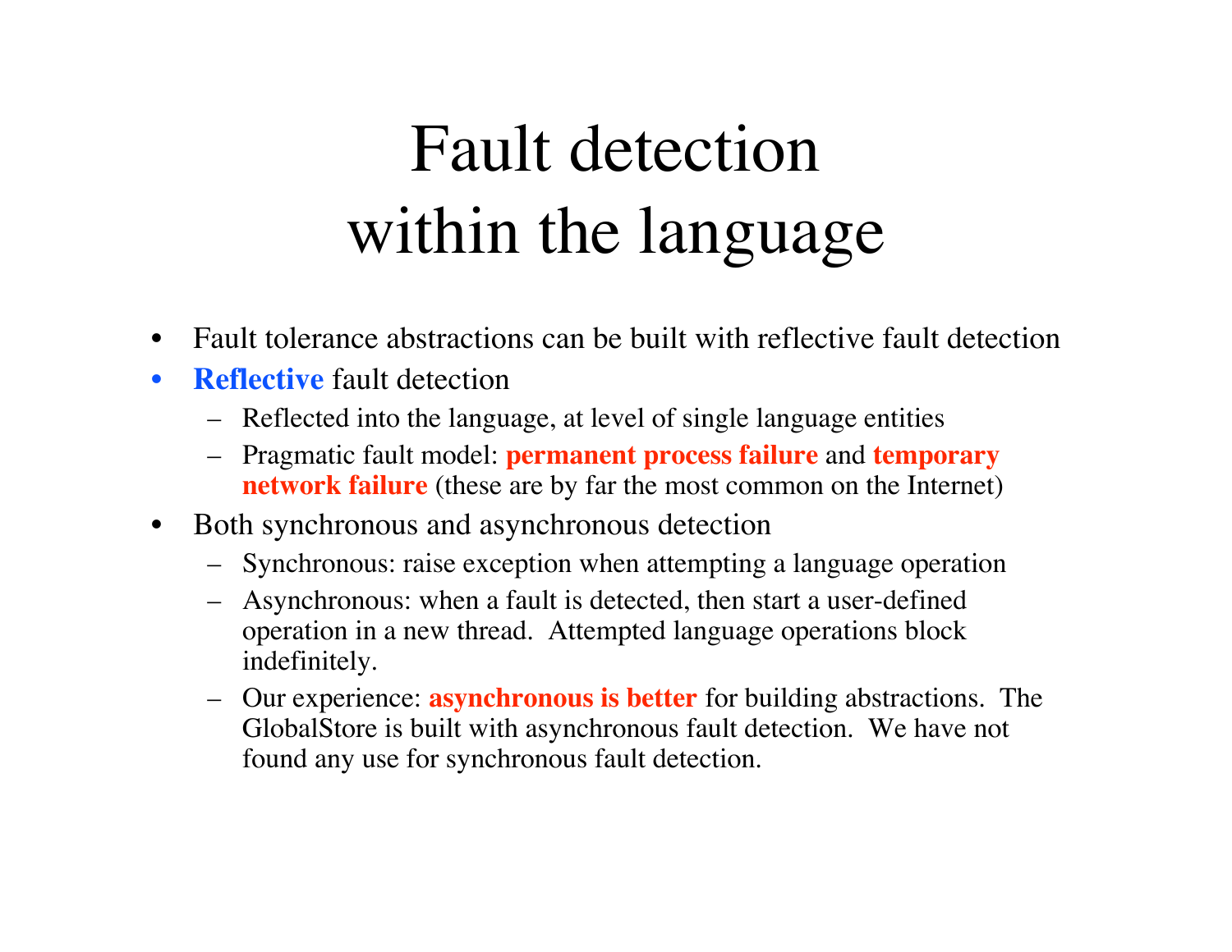# Fault detection within the language

- Fault tolerance abstractions can be built with reflective fault detection
- **Reflective** fault detection
  - Reflected into the language, at level of single language entities
  - Pragmatic fault model: **permanent process failure** and **temporary network failure** (these are by far the most common on the Internet)
- Both synchronous and asynchronous detection
  - Synchronous: raise exception when attempting a language operation
  - Asynchronous: when a fault is detected, then start a user-defined operation in a new thread. Attempted language operations block indefinitely.
  - Our experience: **asynchronous is better** for building abstractions. The GlobalStore is built with asynchronous fault detection. We have not found any use for synchronous fault detection.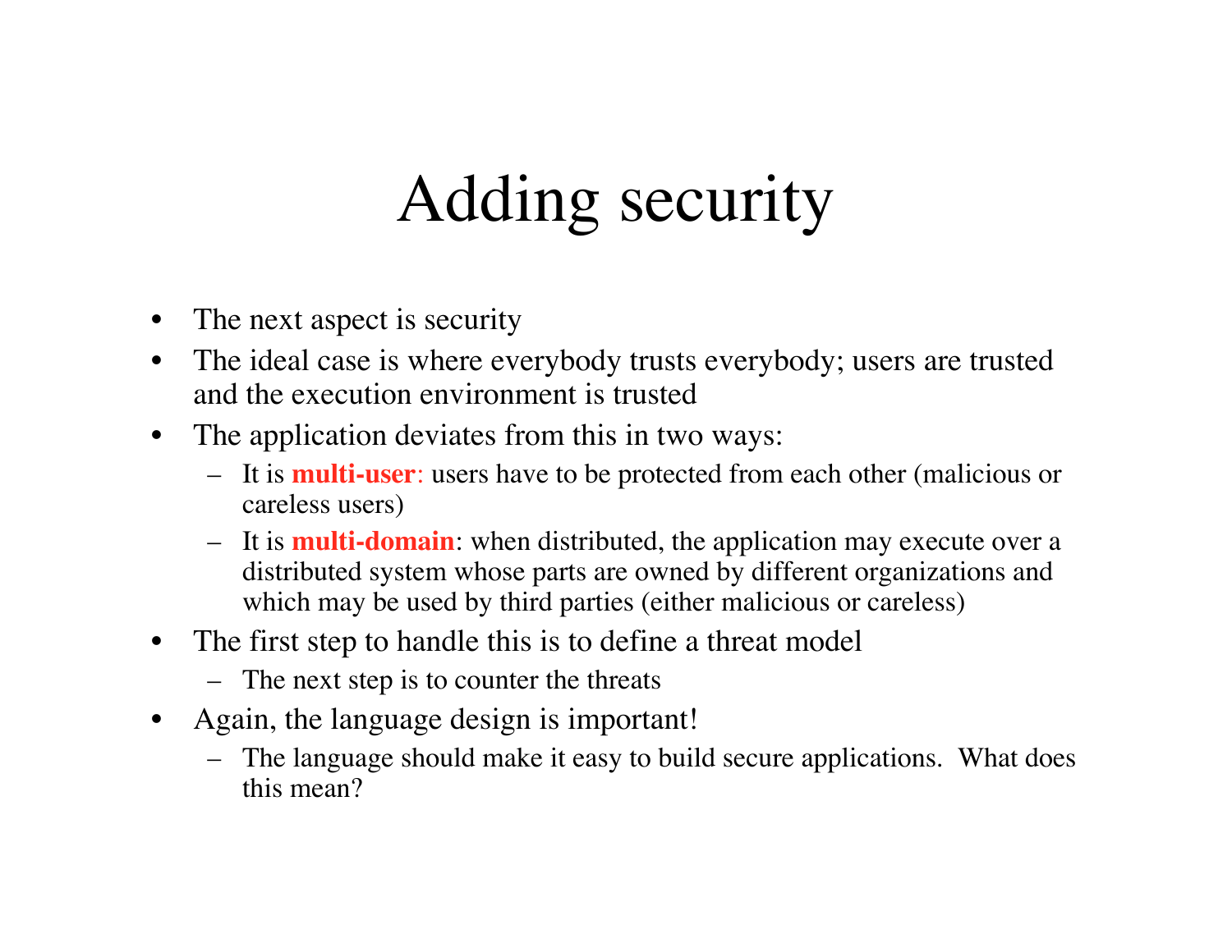# Adding security

- The next aspect is security
- The ideal case is where everybody trusts everybody; users are trusted and the execution environment is trusted
- The application deviates from this in two ways:
  - It is **multi-user**: users have to be protected from each other (malicious or careless users)
  - It is **multi-domain**: when distributed, the application may execute over a distributed system whose parts are owned by different organizations and which may be used by third parties (either malicious or careless)
- The first step to handle this is to define a threat model
  - The next step is to counter the threats
- Again, the language design is important!
  - The language should make it easy to build secure applications. What does this mean?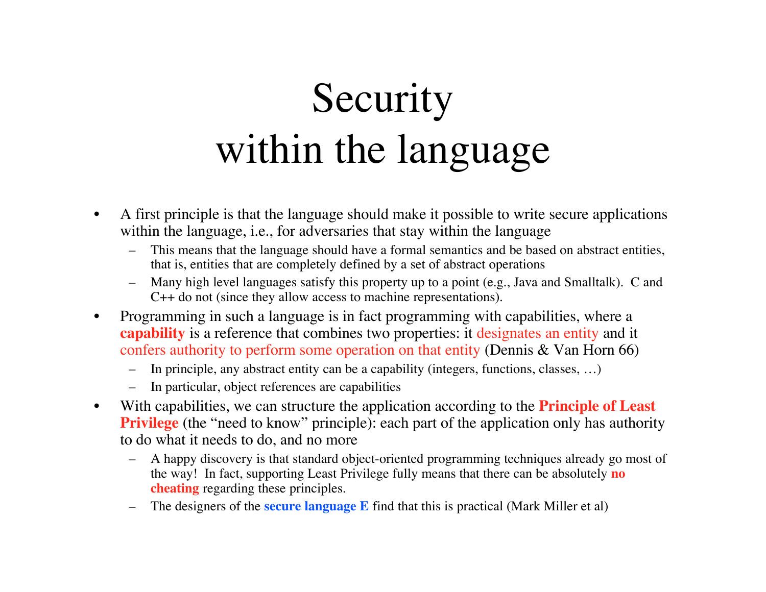# Security within the language

- A first principle is that the language should make it possible to write secure applications within the language, i.e., for adversaries that stay within the language
  - This means that the language should have a formal semantics and be based on abstract entities, that is, entities that are completely defined by a set of abstract operations
  - Many high level languages satisfy this property up to a point (e.g., Java and Smalltalk). C and C++ do not (since they allow access to machine representations).
- Programming in such a language is in fact programming with capabilities, where a **capability** is a reference that combines two properties: it designates an entity and it confers authority to perform some operation on that entity (Dennis & Van Horn 66)
  - In principle, any abstract entity can be a capability (integers, functions, classes, …)
  - In particular, object references are capabilities
- With capabilities, we can structure the application according to the **Principle of Least Privilege** (the "need to know" principle): each part of the application only has authority to do what it needs to do, and no more
  - A happy discovery is that standard object-oriented programming techniques already go most of the way! In fact, supporting Least Privilege fully means that there can be absolutely **no cheating** regarding these principles.
  - The designers of the **secure language E** find that this is practical (Mark Miller et al)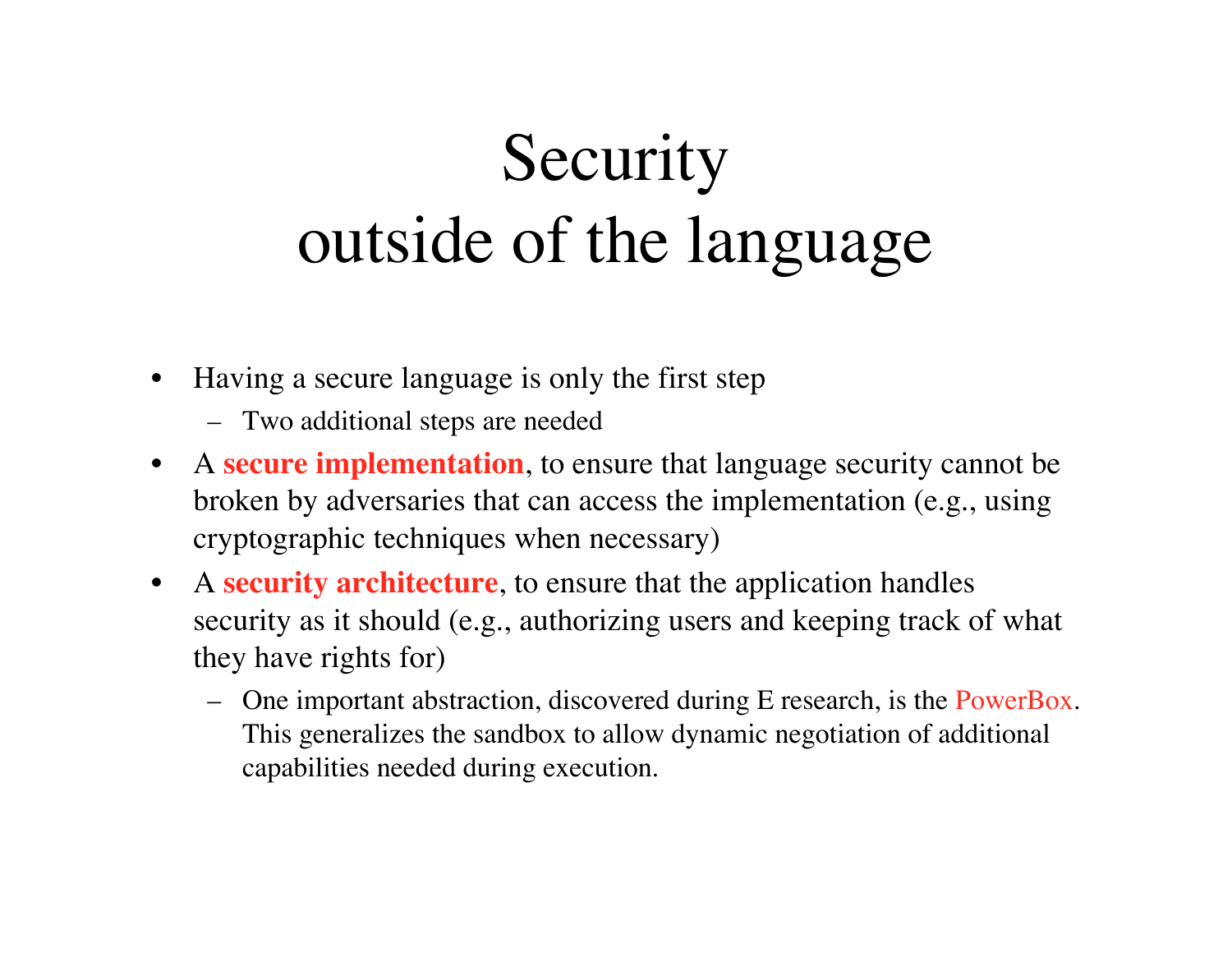# Security outside of the language

- Having a secure language is only the first step
  - Two additional steps are needed
- A **secure implementation**, to ensure that language security cannot be broken by adversaries that can access the implementation (e.g., using cryptographic techniques when necessary)
- A **security architecture**, to ensure that the application handles security as it should (e.g., authorizing users and keeping track of what they have rights for)
  - One important abstraction, discovered during E research, is the PowerBox. This generalizes the sandbox to allow dynamic negotiation of additional capabilities needed during execution.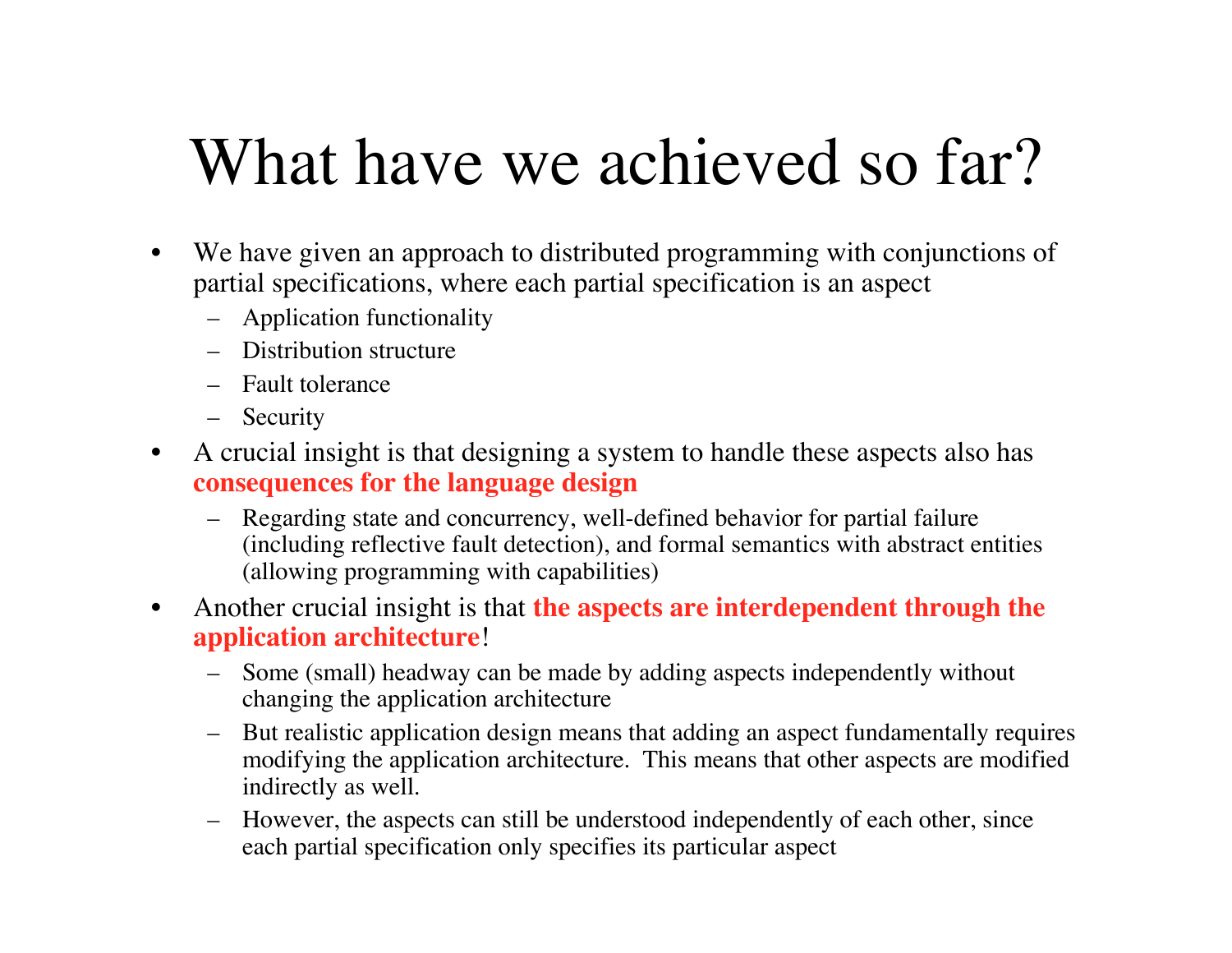# What have we achieved so far?

- We have given an approach to distributed programming with conjunctions of partial specifications, where each partial specification is an aspect
  - Application functionality
  - Distribution structure
  - Fault tolerance
  - Security
- A crucial insight is that designing a system to handle these aspects also has **consequences for the language design**
  - Regarding state and concurrency, well-defined behavior for partial failure (including reflective fault detection), and formal semantics with abstract entities (allowing programming with capabilities)
- Another crucial insight is that **the aspects are interdependent through the application architecture**!
  - Some (small) headway can be made by adding aspects independently without changing the application architecture
  - But realistic application design means that adding an aspect fundamentally requires modifying the application architecture. This means that other aspects are modified indirectly as well.
  - However, the aspects can still be understood independently of each other, since each partial specification only specifies its particular aspect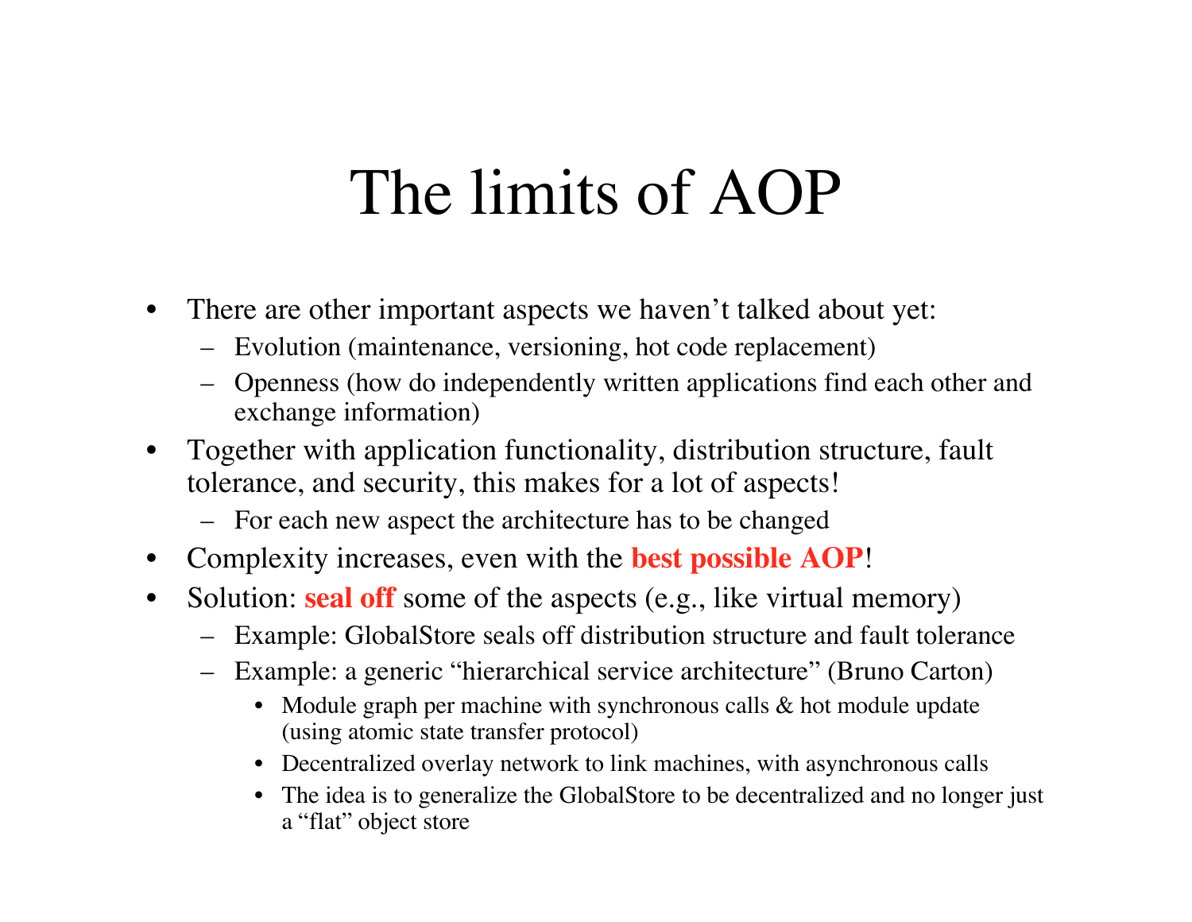# The limits of AOP

- There are other important aspects we haven’t talked about yet:
  - Evolution (maintenance, versioning, hot code replacement)
  - Openness (how do independently written applications find each other and exchange information)
- Together with application functionality, distribution structure, fault tolerance, and security, this makes for a lot of aspects!
  - For each new aspect the architecture has to be changed
- Complexity increases, even with the **best possible AOP**!
- Solution: **seal off** some of the aspects (e.g., like virtual memory)
  - Example: GlobalStore seals off distribution structure and fault tolerance
  - Example: a generic “hierarchical service architecture” (Bruno Carton)
    - Module graph per machine with synchronous calls & hot module update (using atomic state transfer protocol)
    - Decentralized overlay network to link machines, with asynchronous calls
    - The idea is to generalize the GlobalStore to be decentralized and no longer just a “flat” object store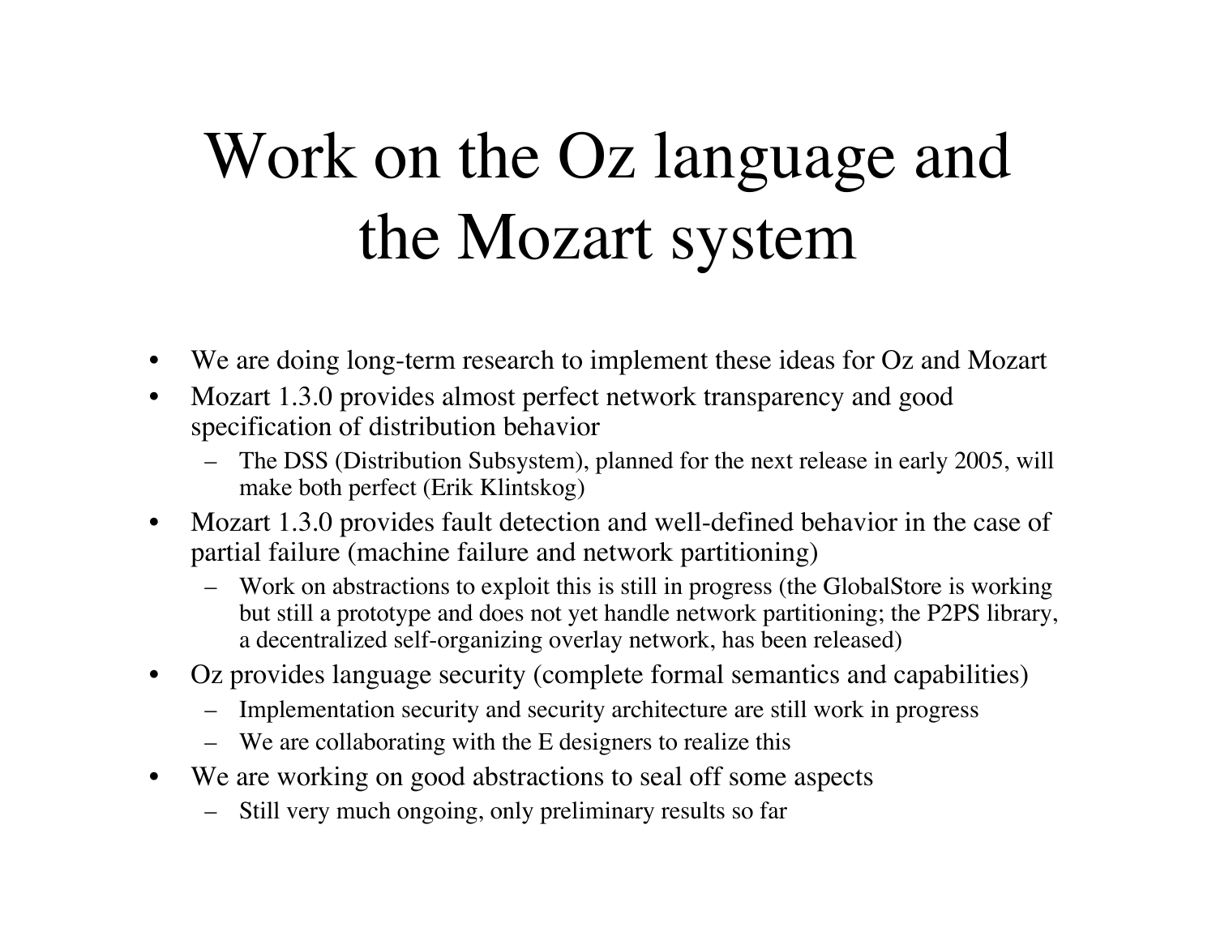# Work on the Oz language and the Mozart system

- We are doing long-term research to implement these ideas for Oz and Mozart
- Mozart 1.3.0 provides almost perfect network transparency and good specification of distribution behavior
  - The DSS (Distribution Subsystem), planned for the next release in early 2005, will make both perfect (Erik Klintskog)
- Mozart 1.3.0 provides fault detection and well-defined behavior in the case of partial failure (machine failure and network partitioning)
  - Work on abstractions to exploit this is still in progress (the GlobalStore is working but still a prototype and does not yet handle network partitioning; the P2PS library, a decentralized self-organizing overlay network, has been released)
- Oz provides language security (complete formal semantics and capabilities)
  - Implementation security and security architecture are still work in progress
  - We are collaborating with the E designers to realize this
- We are working on good abstractions to seal off some aspects
  - Still very much ongoing, only preliminary results so far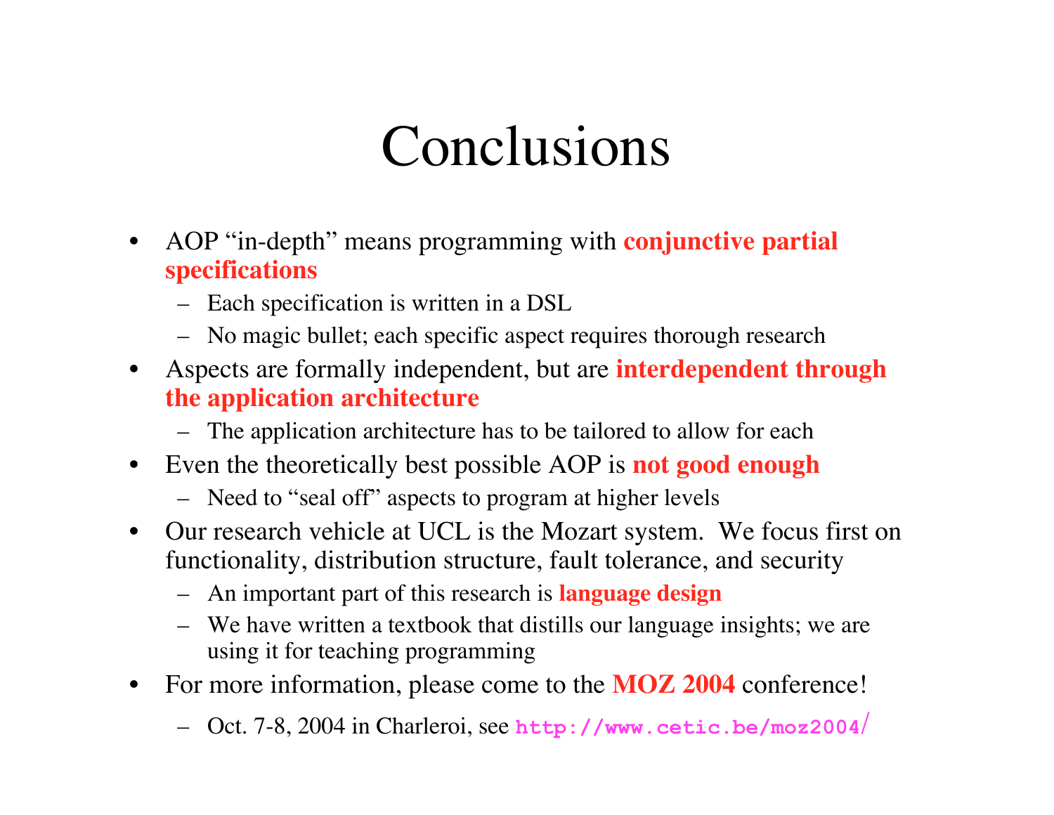# Conclusions

- AOP "in-depth" means programming with **conjunctive partial specifications**
  - Each specification is written in a DSL
  - No magic bullet; each specific aspect requires thorough research
- Aspects are formally independent, but are **interdependent through the application architecture**
  - The application architecture has to be tailored to allow for each
- Even the theoretically best possible AOP is **not good enough**
  - Need to "seal off" aspects to program at higher levels
- Our research vehicle at UCL is the Mozart system. We focus first on functionality, distribution structure, fault tolerance, and security
  - An important part of this research is **language design**
  - We have written a textbook that distills our language insights; we are using it for teaching programming
- For more information, please come to the **MOZ 2004** conference!
  - Oct. 7-8, 2004 in Charleroi, see **http://www.cetic.be/moz2004/**